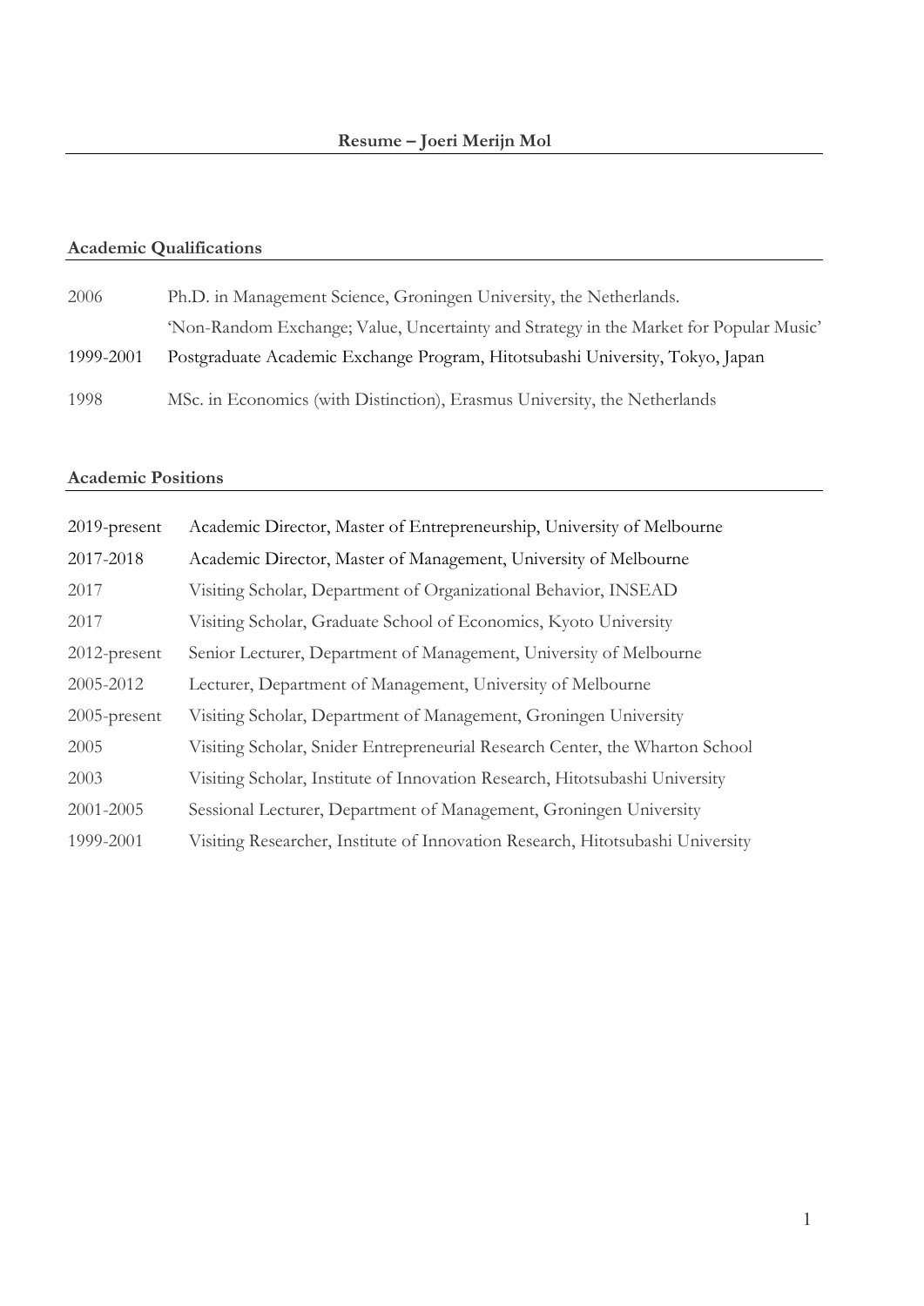# Resume – Joeri Merijn Mol

## Academic Qualifications

| | |
|---|---|
| 2006 | Ph.D. in Management Science, Groningen University, the Netherlands. 'Non-Random Exchange; Value, Uncertainty and Strategy in the Market for Popular Music' |
| 1999-2001 | Postgraduate Academic Exchange Program, Hitotsubashi University, Tokyo, Japan |
| 1998 | MSc. in Economics (with Distinction), Erasmus University, the Netherlands |

## Academic Positions

| | |
|---|---|
| 2019-present | Academic Director, Master of Entrepreneurship, University of Melbourne |
| 2017-2018 | Academic Director, Master of Management, University of Melbourne |
| 2017 | Visiting Scholar, Department of Organizational Behavior, INSEAD |
| 2017 | Visiting Scholar, Graduate School of Economics, Kyoto University |
| 2012-present | Senior Lecturer, Department of Management, University of Melbourne |
| 2005-2012 | Lecturer, Department of Management, University of Melbourne |
| 2005-present | Visiting Scholar, Department of Management, Groningen University |
| 2005 | Visiting Scholar, Snider Entrepreneurial Research Center, the Wharton School |
| 2003 | Visiting Scholar, Institute of Innovation Research, Hitotsubashi University |
| 2001-2005 | Sessional Lecturer, Department of Management, Groningen University |
| 1999-2001 | Visiting Researcher, Institute of Innovation Research, Hitotsubashi University |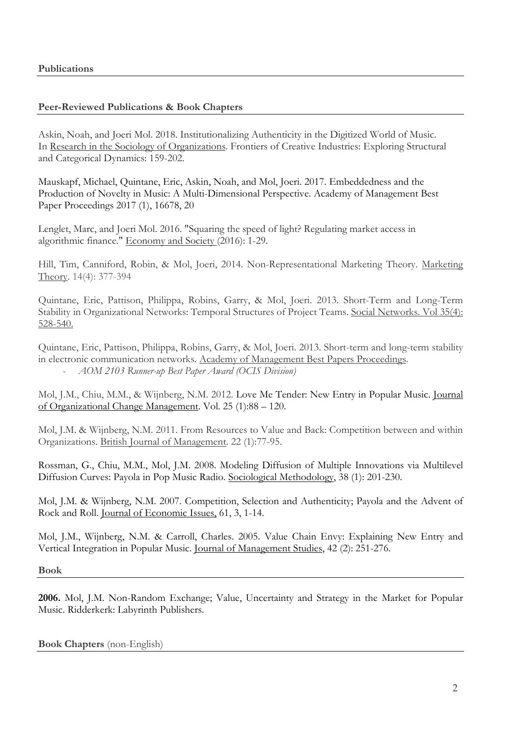## Publications

### Peer-Reviewed Publications & Book Chapters

Askin, Noah, and Joeri Mol. 2018. Institutionalizing Authenticity in the Digitized World of Music. In Research in the Sociology of Organizations. Frontiers of Creative Industries: Exploring Structural and Categorical Dynamics: 159-202.

Mauskapf, Michael, Quintane, Eric, Askin, Noah, and Mol, Joeri. 2017. Embeddedness and the Production of Novelty in Music: A Multi-Dimensional Perspective. Academy of Management Best Paper Proceedings 2017 (1), 16678, 20

Lenglet, Marc, and Joeri Mol. 2016. "Squaring the speed of light? Regulating market access in algorithmic finance." Economy and Society (2016): 1-29.

Hill, Tim, Canniford, Robin, & Mol, Joeri, 2014. Non-Representational Marketing Theory. Marketing Theory. 14(4): 377-394

Quintane, Eric, Pattison, Philippa, Robins, Garry, & Mol, Joeri. 2013. Short-Term and Long-Term Stability in Organizational Networks: Temporal Structures of Project Teams. Social Networks. Vol 35(4): 528-540.

Quintane, Eric, Pattison, Philippa, Robins, Garry, & Mol, Joeri. 2013. Short-term and long-term stability in electronic communication networks. Academy of Management Best Papers Proceedings.

- *AOM 2103 Runner-up Best Paper Award (OCIS Division)*

Mol, J.M., Chiu, M.M., & Wijnberg, N.M. 2012. Love Me Tender: New Entry in Popular Music. Journal of Organizational Change Management. Vol. 25 (1):88 – 120.

Mol, J.M. & Wijnberg, N.M. 2011. From Resources to Value and Back: Competition between and within Organizations. British Journal of Management. 22 (1):77-95.

Rossman, G., Chiu, M.M., Mol, J.M. 2008. Modeling Diffusion of Multiple Innovations via Multilevel Diffusion Curves: Payola in Pop Music Radio. Sociological Methodology, 38 (1): 201-230.

Mol, J.M. & Wijnberg, N.M. 2007. Competition, Selection and Authenticity; Payola and the Advent of Rock and Roll. Journal of Economic Issues, 61, 3, 1-14.

Mol, J.M., Wijnberg, N.M. & Carroll, Charles. 2005. Value Chain Envy: Explaining New Entry and Vertical Integration in Popular Music. Journal of Management Studies, 42 (2): 251-276.

### Book

**2006.** Mol, J.M. Non-Random Exchange; Value, Uncertainty and Strategy in the Market for Popular Music. Ridderkerk: Labyrinth Publishers.

### Book Chapters (non-English)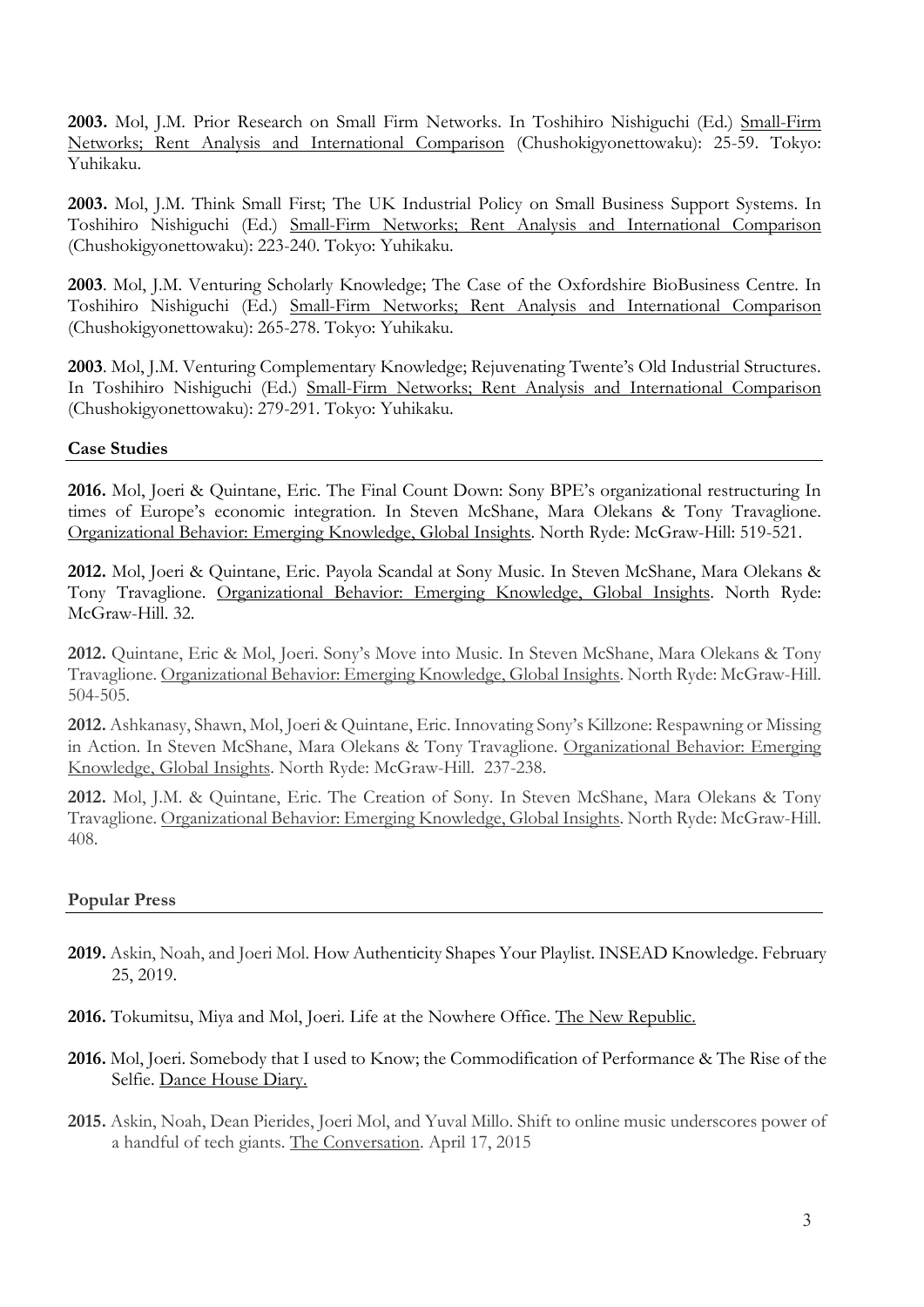**2003.** Mol, J.M. Prior Research on Small Firm Networks. In Toshihiro Nishiguchi (Ed.) Small-Firm Networks; Rent Analysis and International Comparison (Chushokigyonettowaku): 25-59. Tokyo: Yuhikaku.

**2003.** Mol, J.M. Think Small First; The UK Industrial Policy on Small Business Support Systems. In Toshihiro Nishiguchi (Ed.) Small-Firm Networks; Rent Analysis and International Comparison (Chushokigyonettowaku): 223-240. Tokyo: Yuhikaku.

**2003**. Mol, J.M. Venturing Scholarly Knowledge; The Case of the Oxfordshire BioBusiness Centre. In Toshihiro Nishiguchi (Ed.) Small-Firm Networks; Rent Analysis and International Comparison (Chushokigyonettowaku): 265-278. Tokyo: Yuhikaku.

**2003**. Mol, J.M. Venturing Complementary Knowledge; Rejuvenating Twente's Old Industrial Structures. In Toshihiro Nishiguchi (Ed.) Small-Firm Networks; Rent Analysis and International Comparison (Chushokigyonettowaku): 279-291. Tokyo: Yuhikaku.

## Case Studies

**2016.** Mol, Joeri & Quintane, Eric. The Final Count Down: Sony BPE's organizational restructuring In times of Europe's economic integration. In Steven McShane, Mara Olekans & Tony Travaglione. Organizational Behavior: Emerging Knowledge, Global Insights. North Ryde: McGraw-Hill: 519-521.

**2012.** Mol, Joeri & Quintane, Eric. Payola Scandal at Sony Music. In Steven McShane, Mara Olekans & Tony Travaglione. Organizational Behavior: Emerging Knowledge, Global Insights. North Ryde: McGraw-Hill. 32.

**2012.** Quintane, Eric & Mol, Joeri. Sony's Move into Music. In Steven McShane, Mara Olekans & Tony Travaglione. Organizational Behavior: Emerging Knowledge, Global Insights. North Ryde: McGraw-Hill. 504-505.

**2012.** Ashkanasy, Shawn, Mol, Joeri & Quintane, Eric. Innovating Sony's Killzone: Respawning or Missing in Action. In Steven McShane, Mara Olekans & Tony Travaglione. Organizational Behavior: Emerging Knowledge, Global Insights. North Ryde: McGraw-Hill. 237-238.

**2012.** Mol, J.M. & Quintane, Eric. The Creation of Sony. In Steven McShane, Mara Olekans & Tony Travaglione. Organizational Behavior: Emerging Knowledge, Global Insights. North Ryde: McGraw-Hill. 408.

## Popular Press

**2019.** Askin, Noah, and Joeri Mol. How Authenticity Shapes Your Playlist. INSEAD Knowledge. February 25, 2019.

**2016.** Tokumitsu, Miya and Mol, Joeri. Life at the Nowhere Office. The New Republic.

**2016.** Mol, Joeri. Somebody that I used to Know; the Commodification of Performance & The Rise of the Selfie. Dance House Diary.

**2015.** Askin, Noah, Dean Pierides, Joeri Mol, and Yuval Millo. Shift to online music underscores power of a handful of tech giants. The Conversation. April 17, 2015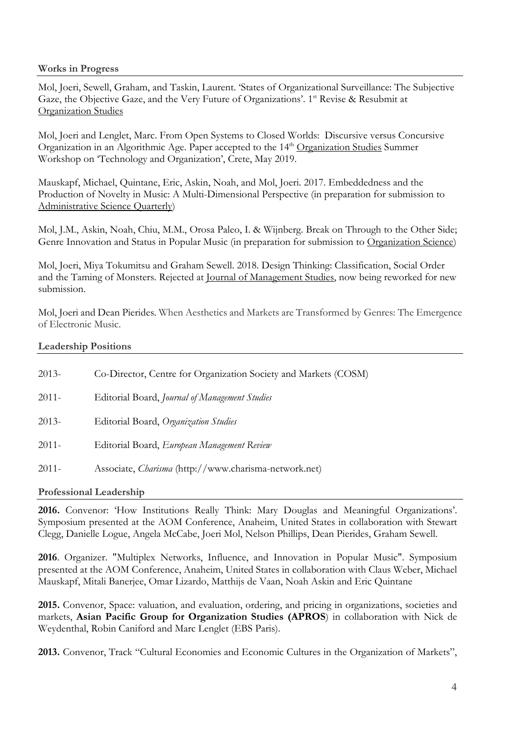## Works in Progress

Mol, Joeri, Sewell, Graham, and Taskin, Laurent. 'States of Organizational Surveillance: The Subjective Gaze, the Objective Gaze, and the Very Future of Organizations'. 1st Revise & Resubmit at Organization Studies

Mol, Joeri and Lenglet, Marc. From Open Systems to Closed Worlds: Discursive versus Concursive Organization in an Algorithmic Age. Paper accepted to the 14th Organization Studies Summer Workshop on 'Technology and Organization', Crete, May 2019.

Mauskapf, Michael, Quintane, Eric, Askin, Noah, and Mol, Joeri. 2017. Embeddedness and the Production of Novelty in Music: A Multi-Dimensional Perspective (in preparation for submission to Administrative Science Quarterly)

Mol, J.M., Askin, Noah, Chiu, M.M., Orosa Paleo, I. & Wijnberg. Break on Through to the Other Side; Genre Innovation and Status in Popular Music (in preparation for submission to Organization Science)

Mol, Joeri, Miya Tokumitsu and Graham Sewell. 2018. Design Thinking: Classification, Social Order and the Taming of Monsters. Rejected at Journal of Management Studies, now being reworked for new submission.

Mol, Joeri and Dean Pierides. When Aesthetics and Markets are Transformed by Genres: The Emergence of Electronic Music.

## Leadership Positions

| | |
|---|---|
| 2013- | Co-Director, Centre for Organization Society and Markets (COSM) |
| 2011- | Editorial Board, *Journal of Management Studies* |
| 2013- | Editorial Board, *Organization Studies* |
| 2011- | Editorial Board, *European Management Review* |
| 2011- | Associate, *Charisma* (http://www.charisma-network.net) |

## Professional Leadership

**2016.** Convenor: 'How Institutions Really Think: Mary Douglas and Meaningful Organizations'. Symposium presented at the AOM Conference, Anaheim, United States in collaboration with Stewart Clegg, Danielle Logue, Angela McCabe, Joeri Mol, Nelson Phillips, Dean Pierides, Graham Sewell.

**2016**. Organizer. "Multiplex Networks, Influence, and Innovation in Popular Music". Symposium presented at the AOM Conference, Anaheim, United States in collaboration with Claus Weber, Michael Mauskapf, Mitali Banerjee, Omar Lizardo, Matthijs de Vaan, Noah Askin and Eric Quintane

**2015.** Convenor, Space: valuation, and evaluation, ordering, and pricing in organizations, societies and markets, **Asian Pacific Group for Organization Studies (APROS**) in collaboration with Nick de Weydenthal, Robin Caniford and Marc Lenglet (EBS Paris).

**2013.** Convenor, Track "Cultural Economies and Economic Cultures in the Organization of Markets",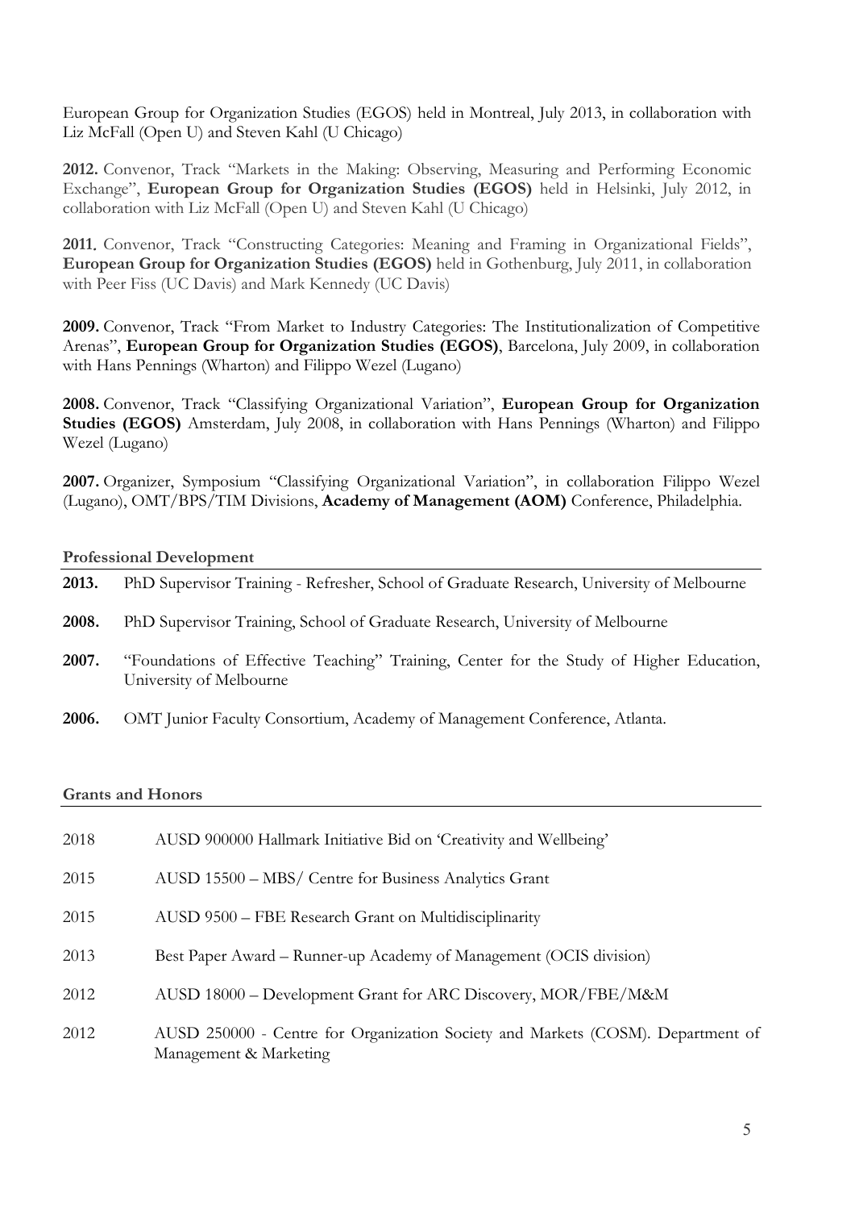European Group for Organization Studies (EGOS) held in Montreal, July 2013, in collaboration with Liz McFall (Open U) and Steven Kahl (U Chicago)

**2012.** Convenor, Track "Markets in the Making: Observing, Measuring and Performing Economic Exchange", **European Group for Organization Studies (EGOS)** held in Helsinki, July 2012, in collaboration with Liz McFall (Open U) and Steven Kahl (U Chicago)

**2011.** Convenor, Track "Constructing Categories: Meaning and Framing in Organizational Fields", **European Group for Organization Studies (EGOS)** held in Gothenburg, July 2011, in collaboration with Peer Fiss (UC Davis) and Mark Kennedy (UC Davis)

**2009.** Convenor, Track "From Market to Industry Categories: The Institutionalization of Competitive Arenas", **European Group for Organization Studies (EGOS)**, Barcelona, July 2009, in collaboration with Hans Pennings (Wharton) and Filippo Wezel (Lugano)

**2008.** Convenor, Track "Classifying Organizational Variation", **European Group for Organization Studies (EGOS)** Amsterdam, July 2008, in collaboration with Hans Pennings (Wharton) and Filippo Wezel (Lugano)

**2007.** Organizer, Symposium "Classifying Organizational Variation", in collaboration Filippo Wezel (Lugano), OMT/BPS/TIM Divisions, **Academy of Management (AOM)** Conference, Philadelphia.

## Professional Development

**2013.** PhD Supervisor Training - Refresher, School of Graduate Research, University of Melbourne

**2008.** PhD Supervisor Training, School of Graduate Research, University of Melbourne

**2007.** "Foundations of Effective Teaching" Training, Center for the Study of Higher Education, University of Melbourne

**2006.** OMT Junior Faculty Consortium, Academy of Management Conference, Atlanta.

## Grants and Honors

2018 AUSD 900000 Hallmark Initiative Bid on 'Creativity and Wellbeing'

2015 AUSD 15500 – MBS/ Centre for Business Analytics Grant

2015 AUSD 9500 – FBE Research Grant on Multidisciplinarity

2013 Best Paper Award – Runner-up Academy of Management (OCIS division)

2012 AUSD 18000 – Development Grant for ARC Discovery, MOR/FBE/M&M

2012 AUSD 250000 - Centre for Organization Society and Markets (COSM). Department of Management & Marketing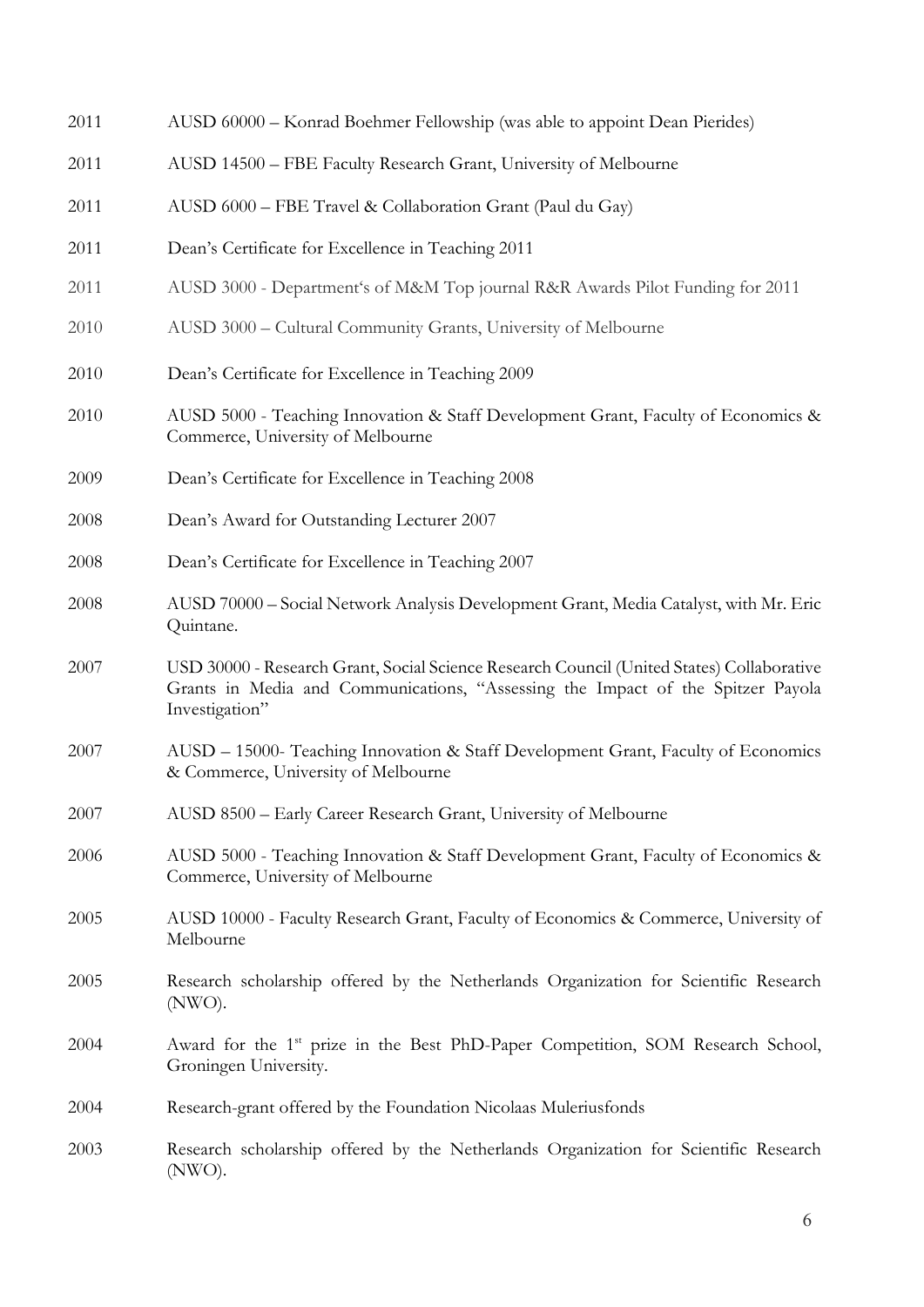2011 AUSD 60000 – Konrad Boehmer Fellowship (was able to appoint Dean Pierides)

2011 AUSD 14500 – FBE Faculty Research Grant, University of Melbourne

2011 AUSD 6000 – FBE Travel & Collaboration Grant (Paul du Gay)

2011 Dean's Certificate for Excellence in Teaching 2011

2011 AUSD 3000 - Department's of M&M Top journal R&R Awards Pilot Funding for 2011

2010 AUSD 3000 – Cultural Community Grants, University of Melbourne

2010 Dean's Certificate for Excellence in Teaching 2009

2010 AUSD 5000 - Teaching Innovation & Staff Development Grant, Faculty of Economics & Commerce, University of Melbourne

2009 Dean's Certificate for Excellence in Teaching 2008

2008 Dean's Award for Outstanding Lecturer 2007

2008 Dean's Certificate for Excellence in Teaching 2007

2008 AUSD 70000 – Social Network Analysis Development Grant, Media Catalyst, with Mr. Eric Quintane.

2007 USD 30000 - Research Grant, Social Science Research Council (United States) Collaborative Grants in Media and Communications, "Assessing the Impact of the Spitzer Payola Investigation"

2007 AUSD – 15000- Teaching Innovation & Staff Development Grant, Faculty of Economics & Commerce, University of Melbourne

2007 AUSD 8500 – Early Career Research Grant, University of Melbourne

2006 AUSD 5000 - Teaching Innovation & Staff Development Grant, Faculty of Economics & Commerce, University of Melbourne

2005 AUSD 10000 - Faculty Research Grant, Faculty of Economics & Commerce, University of Melbourne

2005 Research scholarship offered by the Netherlands Organization for Scientific Research (NWO).

2004 Award for the 1st prize in the Best PhD-Paper Competition, SOM Research School, Groningen University.

2004 Research-grant offered by the Foundation Nicolaas Muleriusfonds

2003 Research scholarship offered by the Netherlands Organization for Scientific Research (NWO).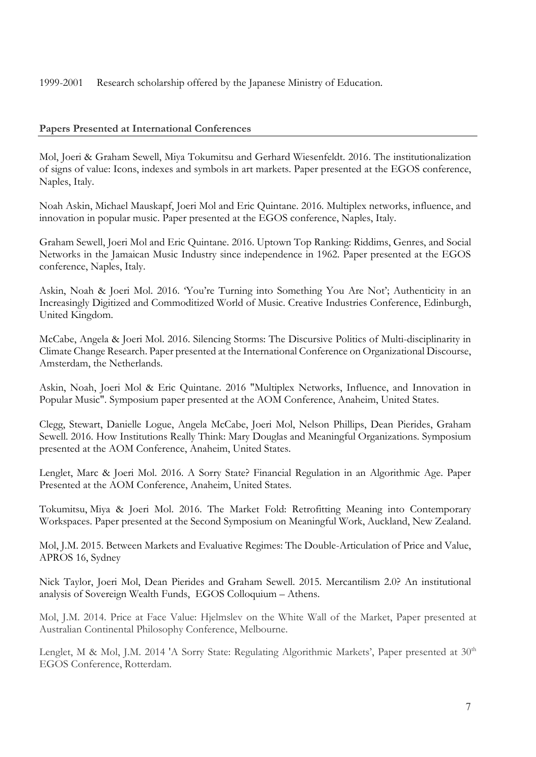1999-2001 Research scholarship offered by the Japanese Ministry of Education.

**Papers Presented at International Conferences**

Mol, Joeri & Graham Sewell, Miya Tokumitsu and Gerhard Wiesenfeldt. 2016. The institutionalization of signs of value: Icons, indexes and symbols in art markets. Paper presented at the EGOS conference, Naples, Italy.

Noah Askin, Michael Mauskapf, Joeri Mol and Eric Quintane. 2016. Multiplex networks, influence, and innovation in popular music. Paper presented at the EGOS conference, Naples, Italy.

Graham Sewell, Joeri Mol and Eric Quintane. 2016. Uptown Top Ranking: Riddims, Genres, and Social Networks in the Jamaican Music Industry since independence in 1962. Paper presented at the EGOS conference, Naples, Italy.

Askin, Noah & Joeri Mol. 2016. 'You're Turning into Something You Are Not'; Authenticity in an Increasingly Digitized and Commoditized World of Music. Creative Industries Conference, Edinburgh, United Kingdom.

McCabe, Angela & Joeri Mol. 2016. Silencing Storms: The Discursive Politics of Multi-disciplinarity in Climate Change Research. Paper presented at the International Conference on Organizational Discourse, Amsterdam, the Netherlands.

Askin, Noah, Joeri Mol & Eric Quintane. 2016 "Multiplex Networks, Influence, and Innovation in Popular Music". Symposium paper presented at the AOM Conference, Anaheim, United States.

Clegg, Stewart, Danielle Logue, Angela McCabe, Joeri Mol, Nelson Phillips, Dean Pierides, Graham Sewell. 2016. How Institutions Really Think: Mary Douglas and Meaningful Organizations. Symposium presented at the AOM Conference, Anaheim, United States.

Lenglet, Marc & Joeri Mol. 2016. A Sorry State? Financial Regulation in an Algorithmic Age. Paper Presented at the AOM Conference, Anaheim, United States.

Tokumitsu, Miya & Joeri Mol. 2016. The Market Fold: Retrofitting Meaning into Contemporary Workspaces. Paper presented at the Second Symposium on Meaningful Work, Auckland, New Zealand.

Mol, J.M. 2015. Between Markets and Evaluative Regimes: The Double-Articulation of Price and Value, APROS 16, Sydney

Nick Taylor, Joeri Mol, Dean Pierides and Graham Sewell. 2015. Mercantilism 2.0? An institutional analysis of Sovereign Wealth Funds, EGOS Colloquium – Athens.

Mol, J.M. 2014. Price at Face Value: Hjelmslev on the White Wall of the Market, Paper presented at Australian Continental Philosophy Conference, Melbourne.

Lenglet, M & Mol, J.M. 2014 'A Sorry State: Regulating Algorithmic Markets', Paper presented at 30th EGOS Conference, Rotterdam.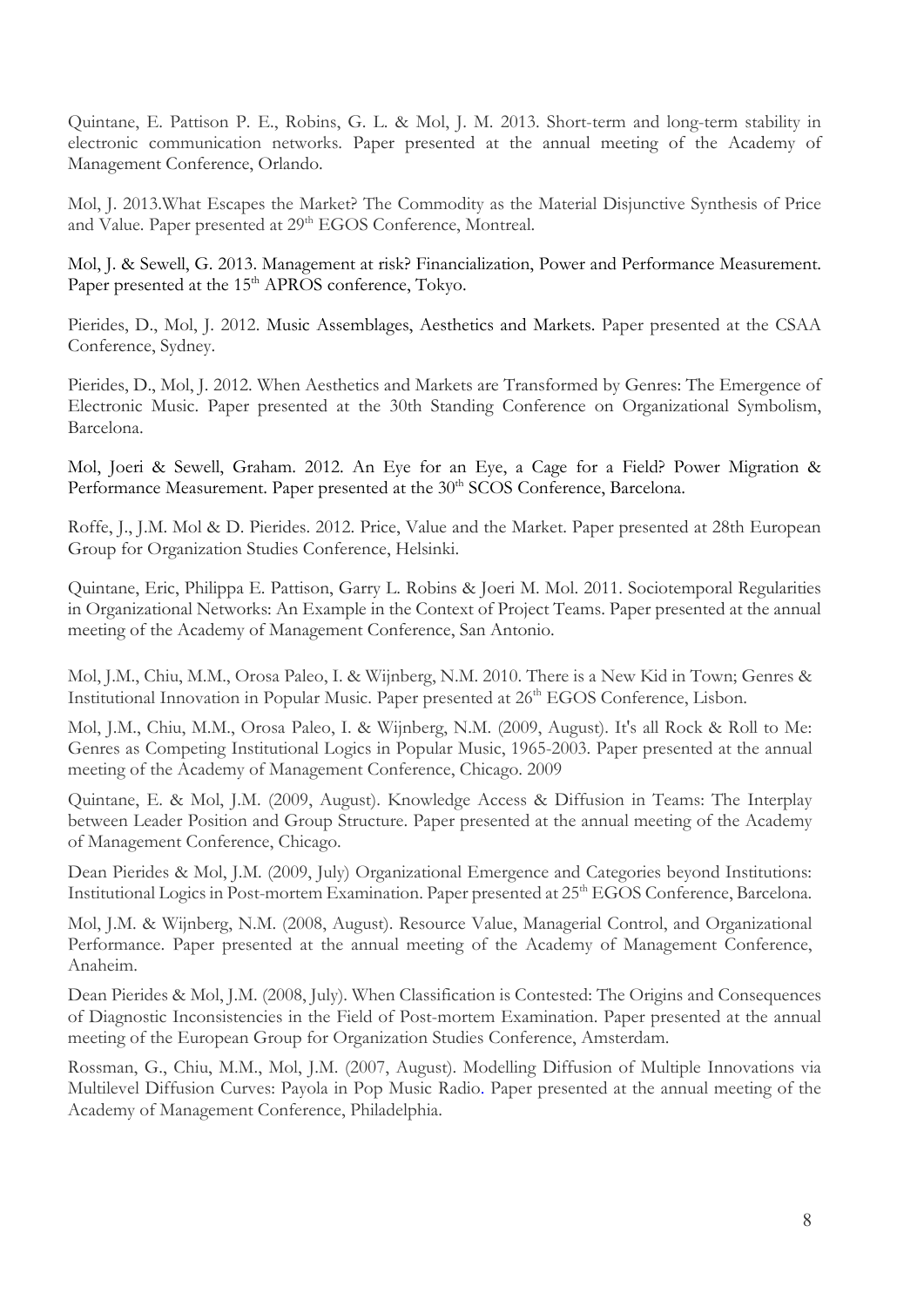Quintane, E. Pattison P. E., Robins, G. L. & Mol, J. M. 2013. Short-term and long-term stability in electronic communication networks. Paper presented at the annual meeting of the Academy of Management Conference, Orlando.

Mol, J. 2013.What Escapes the Market? The Commodity as the Material Disjunctive Synthesis of Price and Value. Paper presented at 29th EGOS Conference, Montreal.

Mol, J. & Sewell, G. 2013. Management at risk? Financialization, Power and Performance Measurement. Paper presented at the 15th APROS conference, Tokyo.

Pierides, D., Mol, J. 2012. Music Assemblages, Aesthetics and Markets. Paper presented at the CSAA Conference, Sydney.

Pierides, D., Mol, J. 2012. When Aesthetics and Markets are Transformed by Genres: The Emergence of Electronic Music. Paper presented at the 30th Standing Conference on Organizational Symbolism, Barcelona.

Mol, Joeri & Sewell, Graham. 2012. An Eye for an Eye, a Cage for a Field? Power Migration & Performance Measurement. Paper presented at the 30th SCOS Conference, Barcelona.

Roffe, J., J.M. Mol & D. Pierides. 2012. Price, Value and the Market. Paper presented at 28th European Group for Organization Studies Conference, Helsinki.

Quintane, Eric, Philippa E. Pattison, Garry L. Robins & Joeri M. Mol. 2011. Sociotemporal Regularities in Organizational Networks: An Example in the Context of Project Teams. Paper presented at the annual meeting of the Academy of Management Conference, San Antonio.

Mol, J.M., Chiu, M.M., Orosa Paleo, I. & Wijnberg, N.M. 2010. There is a New Kid in Town; Genres & Institutional Innovation in Popular Music. Paper presented at 26th EGOS Conference, Lisbon.

Mol, J.M., Chiu, M.M., Orosa Paleo, I. & Wijnberg, N.M. (2009, August). It's all Rock & Roll to Me: Genres as Competing Institutional Logics in Popular Music, 1965-2003. Paper presented at the annual meeting of the Academy of Management Conference, Chicago. 2009

Quintane, E. & Mol, J.M. (2009, August). Knowledge Access & Diffusion in Teams: The Interplay between Leader Position and Group Structure. Paper presented at the annual meeting of the Academy of Management Conference, Chicago.

Dean Pierides & Mol, J.M. (2009, July) Organizational Emergence and Categories beyond Institutions: Institutional Logics in Post-mortem Examination. Paper presented at 25th EGOS Conference, Barcelona.

Mol, J.M. & Wijnberg, N.M. (2008, August). Resource Value, Managerial Control, and Organizational Performance. Paper presented at the annual meeting of the Academy of Management Conference, Anaheim.

Dean Pierides & Mol, J.M. (2008, July). When Classification is Contested: The Origins and Consequences of Diagnostic Inconsistencies in the Field of Post-mortem Examination. Paper presented at the annual meeting of the European Group for Organization Studies Conference, Amsterdam.

Rossman, G., Chiu, M.M., Mol, J.M. (2007, August). Modelling Diffusion of Multiple Innovations via Multilevel Diffusion Curves: Payola in Pop Music Radio. Paper presented at the annual meeting of the Academy of Management Conference, Philadelphia.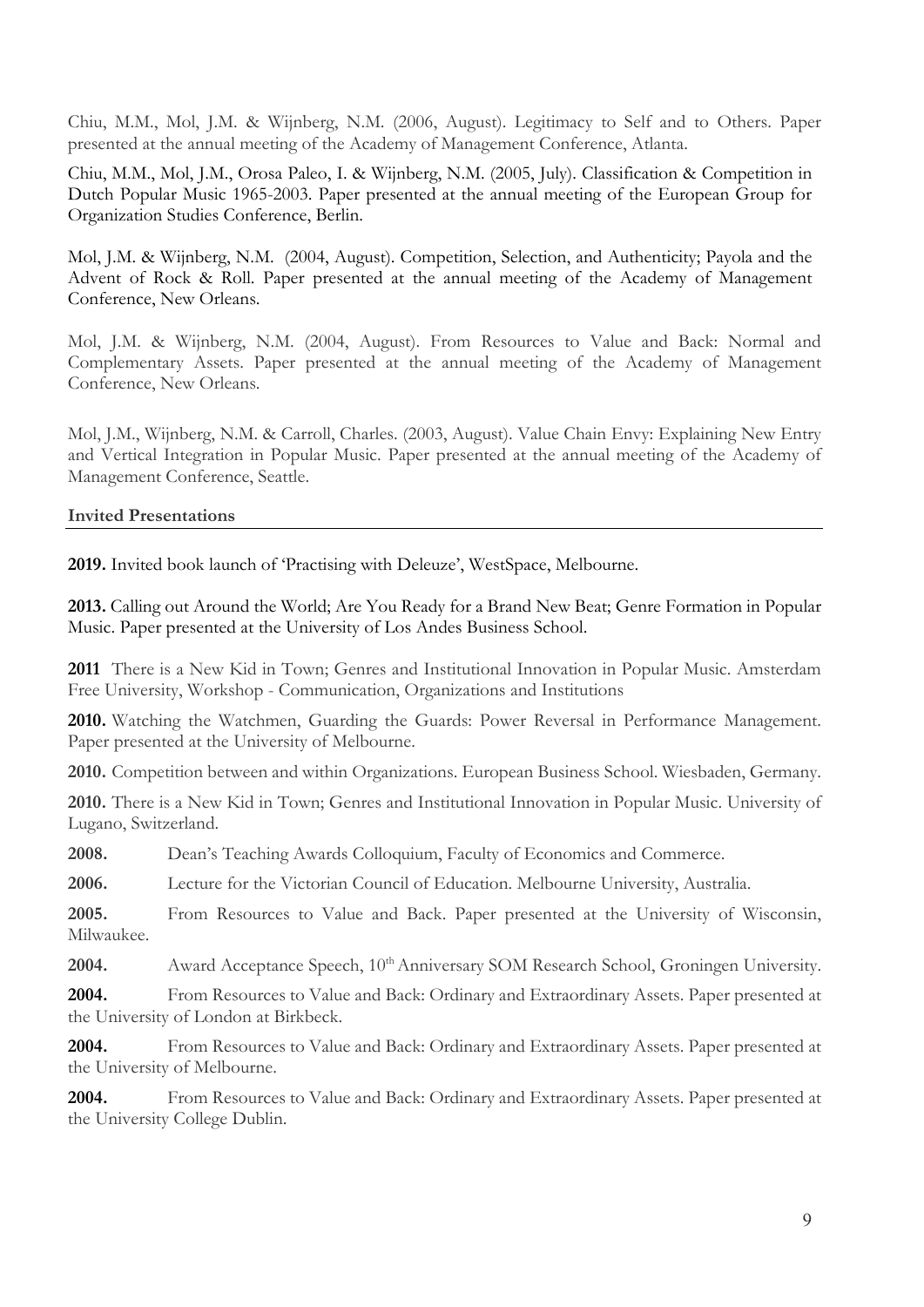Chiu, M.M., Mol, J.M. & Wijnberg, N.M. (2006, August). Legitimacy to Self and to Others. Paper presented at the annual meeting of the Academy of Management Conference, Atlanta.

Chiu, M.M., Mol, J.M., Orosa Paleo, I. & Wijnberg, N.M. (2005, July). Classification & Competition in Dutch Popular Music 1965-2003. Paper presented at the annual meeting of the European Group for Organization Studies Conference, Berlin.

Mol, J.M. & Wijnberg, N.M. (2004, August). Competition, Selection, and Authenticity; Payola and the Advent of Rock & Roll. Paper presented at the annual meeting of the Academy of Management Conference, New Orleans.

Mol, J.M. & Wijnberg, N.M. (2004, August). From Resources to Value and Back: Normal and Complementary Assets. Paper presented at the annual meeting of the Academy of Management Conference, New Orleans.

Mol, J.M., Wijnberg, N.M. & Carroll, Charles. (2003, August). Value Chain Envy: Explaining New Entry and Vertical Integration in Popular Music. Paper presented at the annual meeting of the Academy of Management Conference, Seattle.

**Invited Presentations**

**2019.** Invited book launch of 'Practising with Deleuze', WestSpace, Melbourne.

**2013.** Calling out Around the World; Are You Ready for a Brand New Beat; Genre Formation in Popular Music. Paper presented at the University of Los Andes Business School.

**2011** There is a New Kid in Town; Genres and Institutional Innovation in Popular Music. Amsterdam Free University, Workshop - Communication, Organizations and Institutions

**2010.** Watching the Watchmen, Guarding the Guards: Power Reversal in Performance Management. Paper presented at the University of Melbourne.

**2010.** Competition between and within Organizations. European Business School. Wiesbaden, Germany.

**2010.** There is a New Kid in Town; Genres and Institutional Innovation in Popular Music. University of Lugano, Switzerland.

**2008.** Dean's Teaching Awards Colloquium, Faculty of Economics and Commerce.

**2006.** Lecture for the Victorian Council of Education. Melbourne University, Australia.

**2005.** From Resources to Value and Back. Paper presented at the University of Wisconsin, Milwaukee.

**2004.** Award Acceptance Speech, 10th Anniversary SOM Research School, Groningen University.

**2004.** From Resources to Value and Back: Ordinary and Extraordinary Assets. Paper presented at the University of London at Birkbeck.

**2004.** From Resources to Value and Back: Ordinary and Extraordinary Assets. Paper presented at the University of Melbourne.

**2004.** From Resources to Value and Back: Ordinary and Extraordinary Assets. Paper presented at the University College Dublin.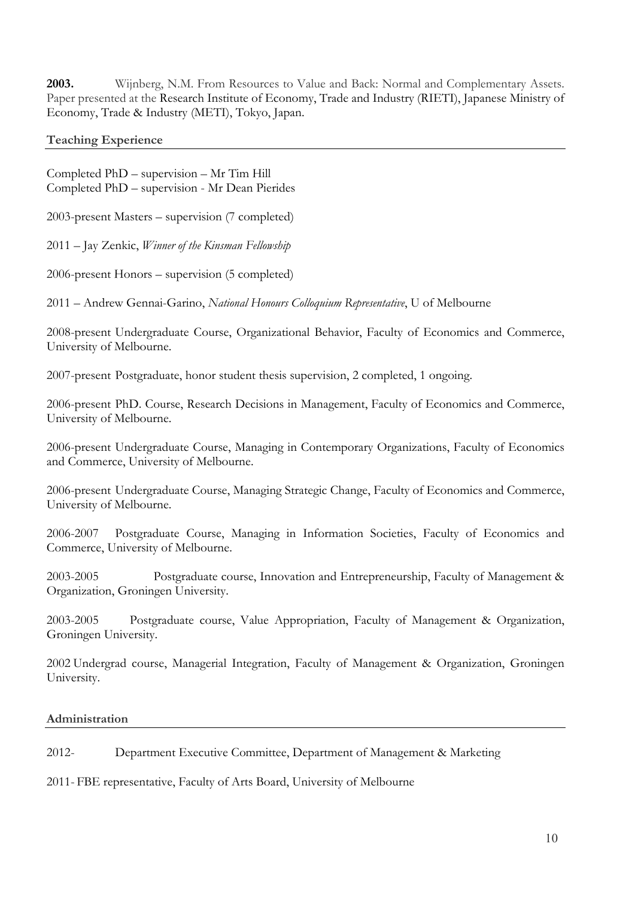**2003.** Wijnberg, N.M. From Resources to Value and Back: Normal and Complementary Assets. Paper presented at the Research Institute of Economy, Trade and Industry (RIETI), Japanese Ministry of Economy, Trade & Industry (METI), Tokyo, Japan.

## Teaching Experience

Completed PhD – supervision – Mr Tim Hill
Completed PhD – supervision - Mr Dean Pierides

2003-present Masters – supervision (7 completed)

2011 – Jay Zenkic, *Winner of the Kinsman Fellowship*

2006-present Honors – supervision (5 completed)

2011 – Andrew Gennai-Garino, *National Honours Colloquium Representative*, U of Melbourne

2008-present Undergraduate Course, Organizational Behavior, Faculty of Economics and Commerce, University of Melbourne.

2007-present Postgraduate, honor student thesis supervision, 2 completed, 1 ongoing.

2006-present PhD. Course, Research Decisions in Management, Faculty of Economics and Commerce, University of Melbourne.

2006-present Undergraduate Course, Managing in Contemporary Organizations, Faculty of Economics and Commerce, University of Melbourne.

2006-present Undergraduate Course, Managing Strategic Change, Faculty of Economics and Commerce, University of Melbourne.

2006-2007 Postgraduate Course, Managing in Information Societies, Faculty of Economics and Commerce, University of Melbourne.

2003-2005 Postgraduate course, Innovation and Entrepreneurship, Faculty of Management & Organization, Groningen University.

2003-2005 Postgraduate course, Value Appropriation, Faculty of Management & Organization, Groningen University.

2002 Undergrad course, Managerial Integration, Faculty of Management & Organization, Groningen University.

## Administration

2012- Department Executive Committee, Department of Management & Marketing

2011- FBE representative, Faculty of Arts Board, University of Melbourne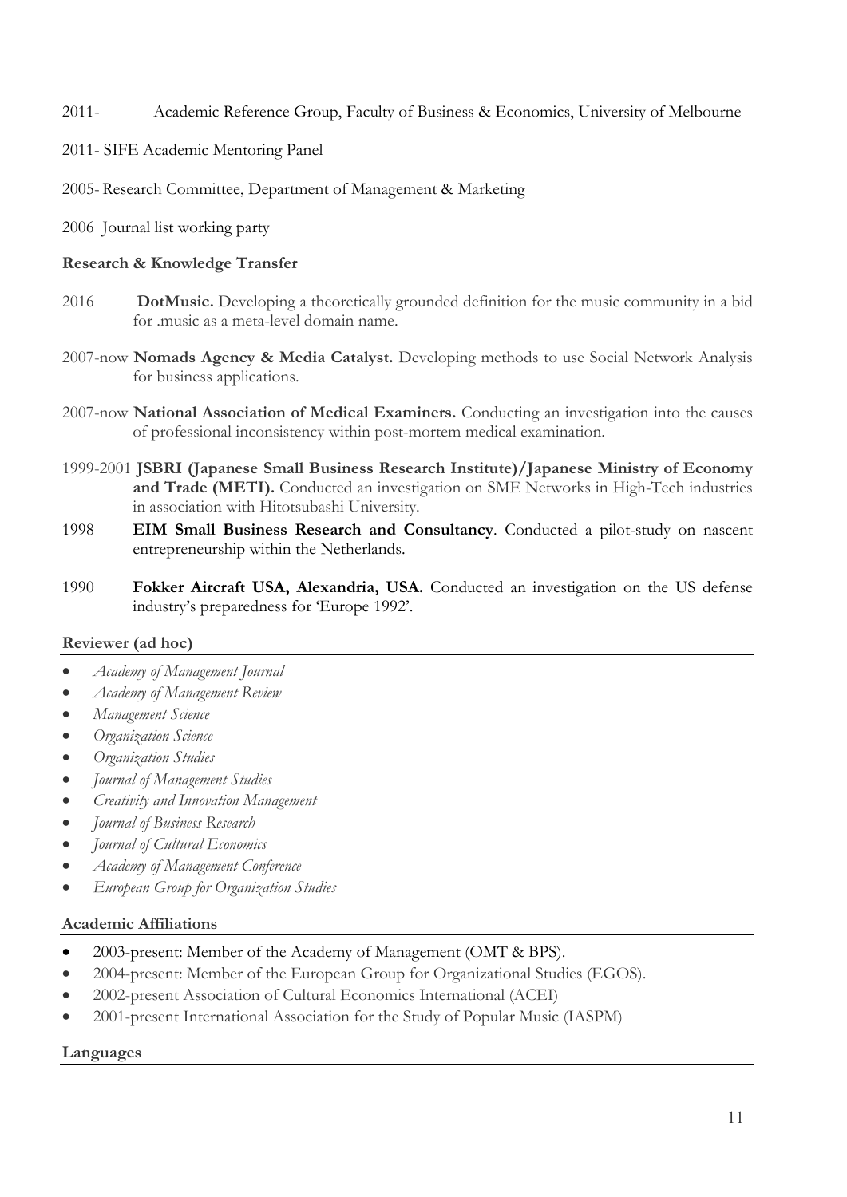2011- Academic Reference Group, Faculty of Business & Economics, University of Melbourne

2011- SIFE Academic Mentoring Panel

2005- Research Committee, Department of Management & Marketing

2006 Journal list working party

**Research & Knowledge Transfer**

2016 **DotMusic.** Developing a theoretically grounded definition for the music community in a bid for .music as a meta-level domain name.

2007-now **Nomads Agency & Media Catalyst.** Developing methods to use Social Network Analysis for business applications.

2007-now **National Association of Medical Examiners.** Conducting an investigation into the causes of professional inconsistency within post-mortem medical examination.

1999-2001 **JSBRI (Japanese Small Business Research Institute)/Japanese Ministry of Economy and Trade (METI).** Conducted an investigation on SME Networks in High-Tech industries in association with Hitotsubashi University.

1998 **EIM Small Business Research and Consultancy**. Conducted a pilot-study on nascent entrepreneurship within the Netherlands.

1990 **Fokker Aircraft USA, Alexandria, USA.** Conducted an investigation on the US defense industry's preparedness for 'Europe 1992'.

**Reviewer (ad hoc)**

- *Academy of Management Journal*
- *Academy of Management Review*
- *Management Science*
- *Organization Science*
- *Organization Studies*
- *Journal of Management Studies*
- *Creativity and Innovation Management*
- *Journal of Business Research*
- *Journal of Cultural Economics*
- *Academy of Management Conference*
- *European Group for Organization Studies*

**Academic Affiliations**

- 2003-present: Member of the Academy of Management (OMT & BPS).
- 2004-present: Member of the European Group for Organizational Studies (EGOS).
- 2002-present Association of Cultural Economics International (ACEI)
- 2001-present International Association for the Study of Popular Music (IASPM)

**Languages**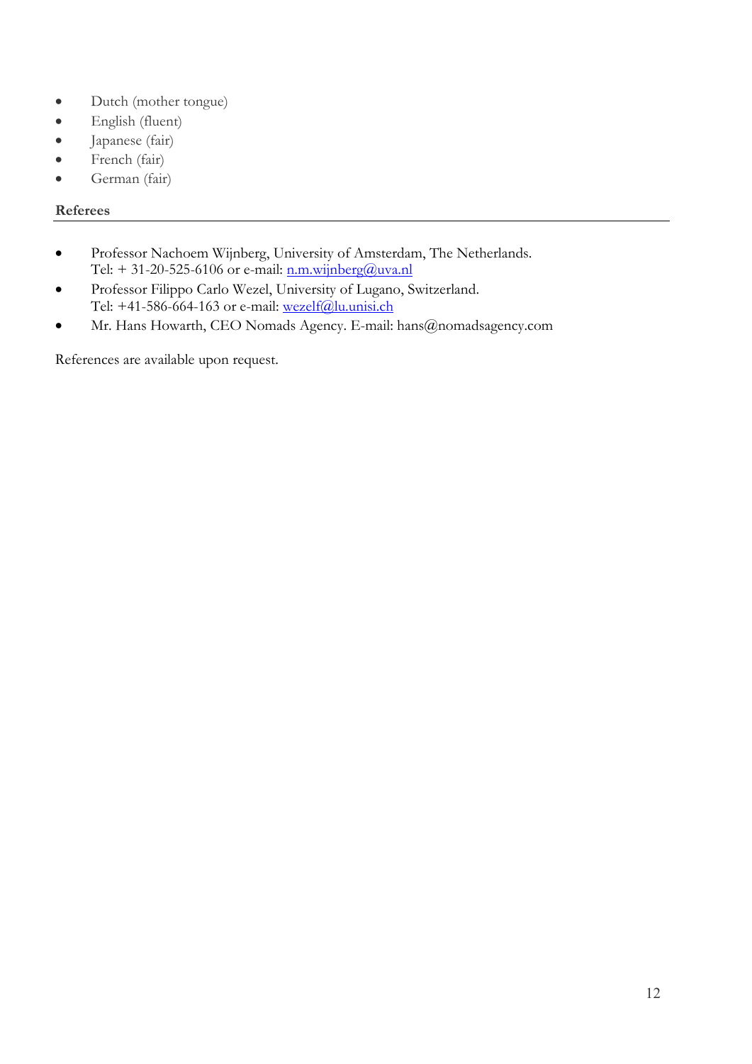- Dutch (mother tongue)
- English (fluent)
- Japanese (fair)
- French (fair)
- German (fair)

**Referees**

- Professor Nachoem Wijnberg, University of Amsterdam, The Netherlands.
  Tel: + 31-20-525-6106 or e-mail: n.m.wijnberg@uva.nl
- Professor Filippo Carlo Wezel, University of Lugano, Switzerland.
  Tel: +41-586-664-163 or e-mail: wezelf@lu.unisi.ch
- Mr. Hans Howarth, CEO Nomads Agency. E-mail: hans@nomadsagency.com

References are available upon request.